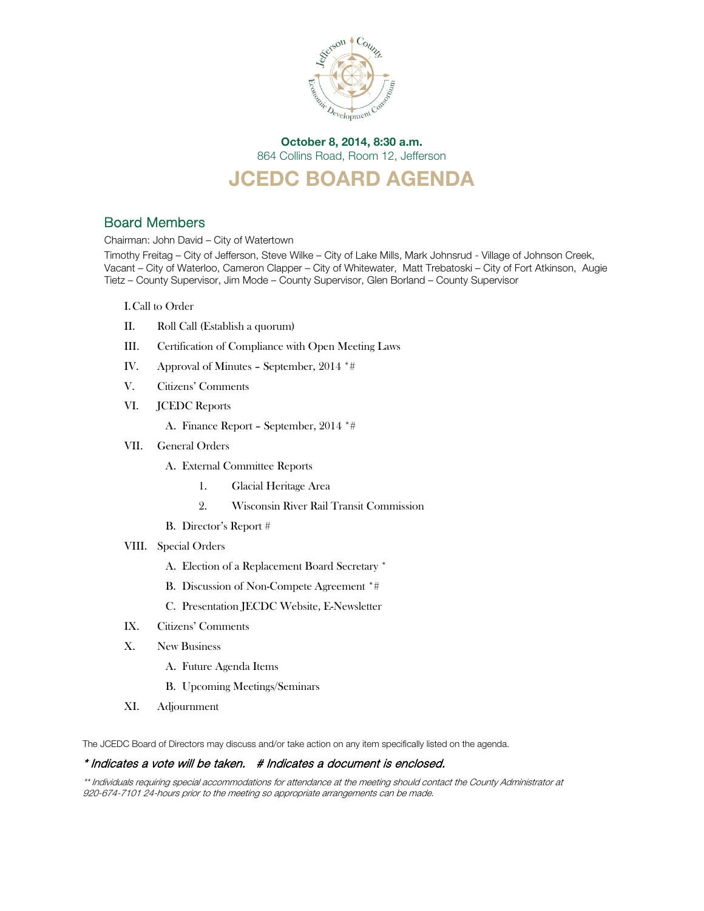**October 8, 2014, 8:30 a.m.**
864 Collins Road, Room 12, Jefferson

# JCEDC BOARD AGENDA

## Board Members

Chairman: John David – City of Watertown

Timothy Freitag – City of Jefferson, Steve Wilke – City of Lake Mills, Mark Johnsrud - Village of Johnson Creek, Vacant – City of Waterloo, Cameron Clapper – City of Whitewater, Matt Trebatoski – City of Fort Atkinson, Augie Tietz – County Supervisor, Jim Mode – County Supervisor, Glen Borland – County Supervisor

I. Call to Order

II. Roll Call (Establish a quorum)

III. Certification of Compliance with Open Meeting Laws

IV. Approval of Minutes – September, 2014 *#

V. Citizens' Comments

VI. JCEDC Reports
  - A. Finance Report – September, 2014 *#

VII. General Orders
  - A. External Committee Reports
    1. Glacial Heritage Area
    2. Wisconsin River Rail Transit Commission
  - B. Director's Report #

VIII. Special Orders
  - A. Election of a Replacement Board Secretary *
  - B. Discussion of Non-Compete Agreement *#
  - C. Presentation JECDC Website, E-Newsletter

IX. Citizens' Comments

X. New Business
  - A. Future Agenda Items
  - B. Upcoming Meetings/Seminars

XI. Adjournment

The JCEDC Board of Directors may discuss and/or take action on any item specifically listed on the agenda.

*\* Indicates a vote will be taken. # Indicates a document is enclosed.*

*\*\* Individuals requiring special accommodations for attendance at the meeting should contact the County Administrator at 920-674-7101 24-hours prior to the meeting so appropriate arrangements can be made.*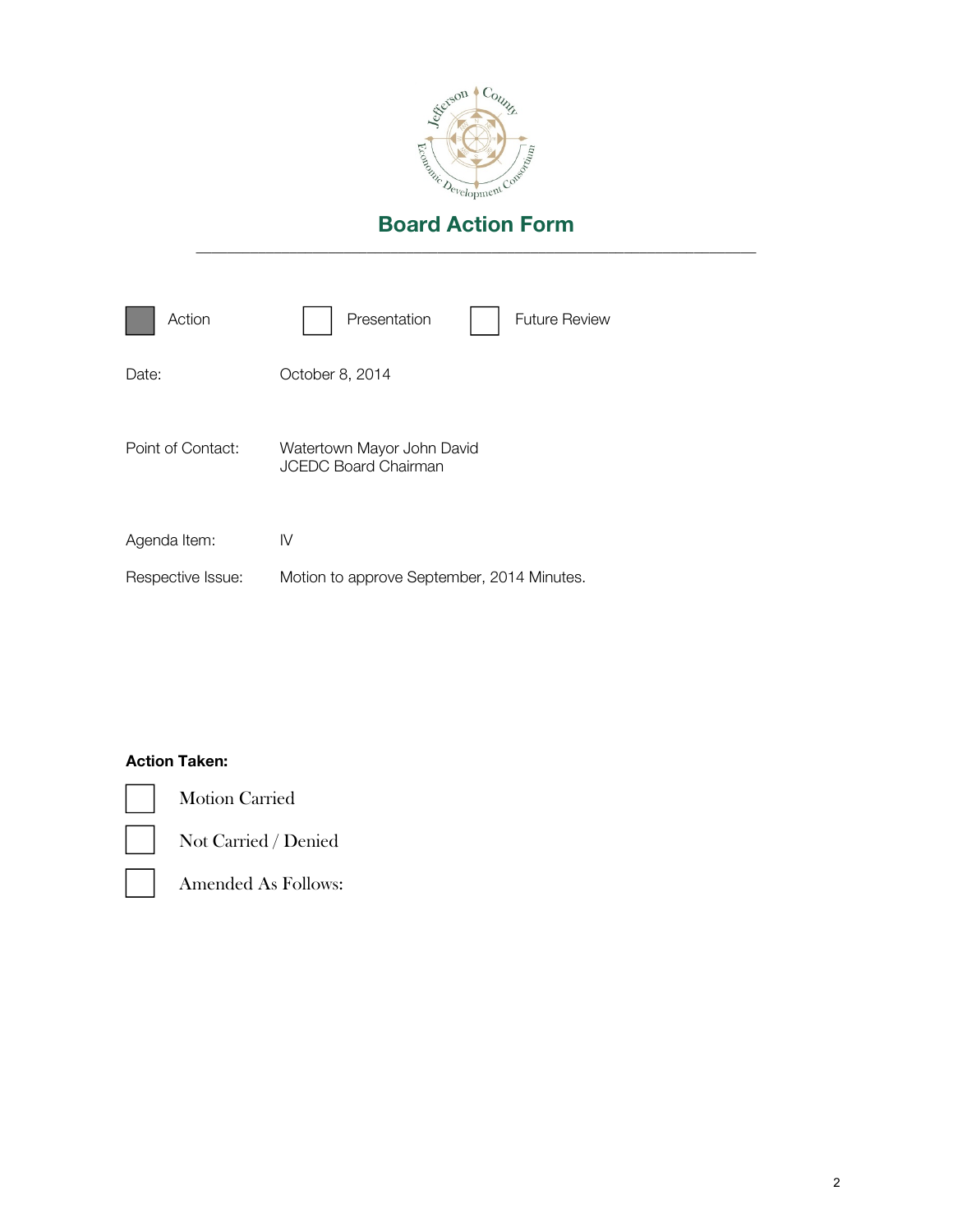# Board Action Form

---

- [x] Action
- [ ] Presentation
- [ ] Future Review

Date: October 8, 2014

Point of Contact: Watertown Mayor John David
JCEDC Board Chairman

Agenda Item: IV

Respective Issue: Motion to approve September, 2014 Minutes.

**Action Taken:**

- [ ] Motion Carried
- [ ] Not Carried / Denied
- [ ] Amended As Follows: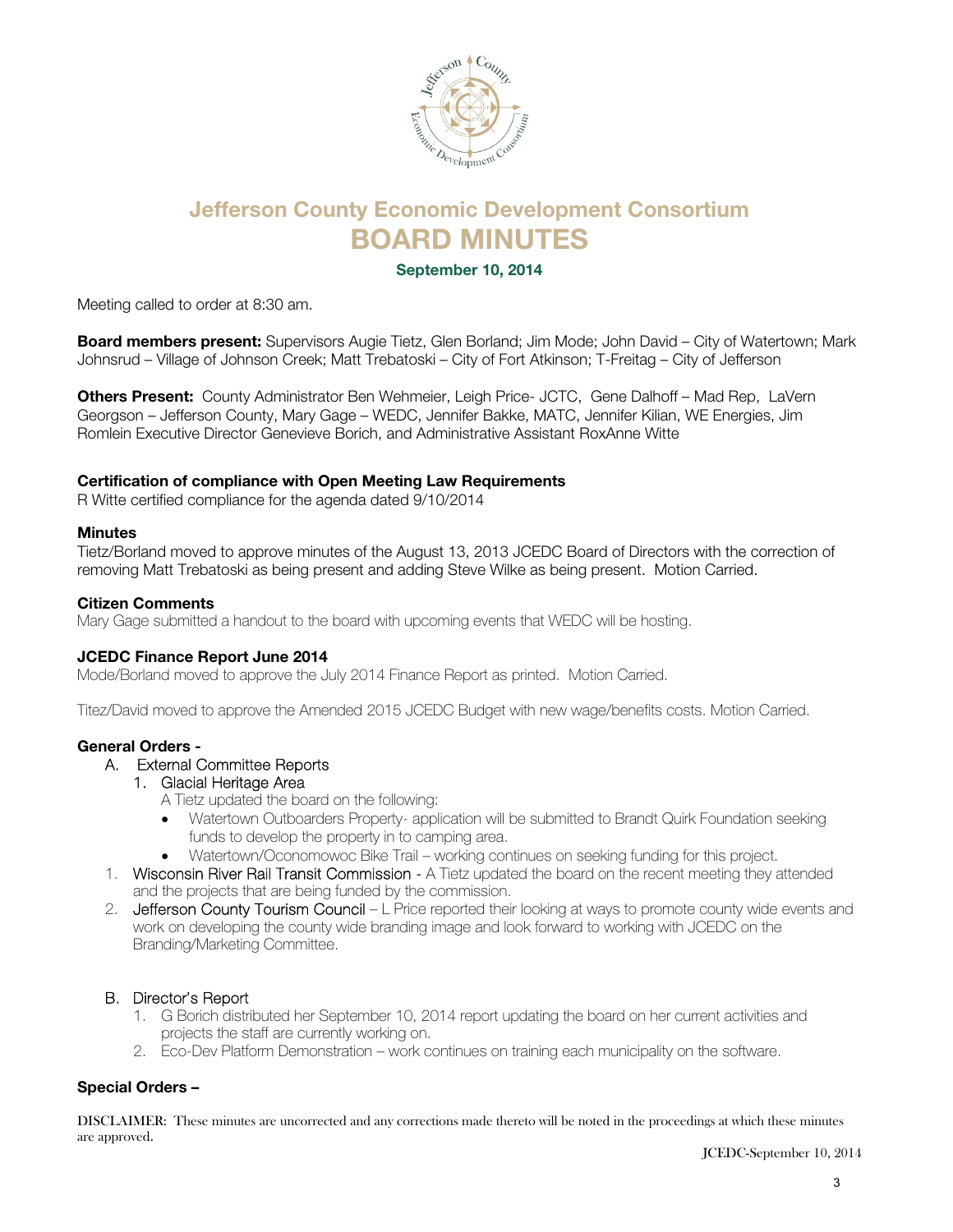# Jefferson County Economic Development Consortium
# BOARD MINUTES

**September 10, 2014**

Meeting called to order at 8:30 am.

**Board members present:** Supervisors Augie Tietz, Glen Borland; Jim Mode; John David – City of Watertown; Mark Johnsrud – Village of Johnson Creek; Matt Trebatoski – City of Fort Atkinson; T-Freitag – City of Jefferson

**Others Present:** County Administrator Ben Wehmeier, Leigh Price- JCTC, Gene Dalhoff – Mad Rep, LaVern Georgson – Jefferson County, Mary Gage – WEDC, Jennifer Bakke, MATC, Jennifer Kilian, WE Energies, Jim Romlein Executive Director Genevieve Borich, and Administrative Assistant RoxAnne Witte

**Certification of compliance with Open Meeting Law Requirements**
R Witte certified compliance for the agenda dated 9/10/2014

**Minutes**
Tietz/Borland moved to approve minutes of the August 13, 2013 JCEDC Board of Directors with the correction of removing Matt Trebatoski as being present and adding Steve Wilke as being present. Motion Carried.

**Citizen Comments**
Mary Gage submitted a handout to the board with upcoming events that WEDC will be hosting.

**JCEDC Finance Report June 2014**
Mode/Borland moved to approve the July 2014 Finance Report as printed. Motion Carried.

Titez/David moved to approve the Amended 2015 JCEDC Budget with new wage/benefits costs. Motion Carried.

**General Orders -**

A. External Committee Reports
   1. Glacial Heritage Area
      A Tietz updated the board on the following:
      - Watertown Outboarders Property- application will be submitted to Brandt Quirk Foundation seeking funds to develop the property in to camping area.
      - Watertown/Oconomowoc Bike Trail – working continues on seeking funding for this project.

1. Wisconsin River Rail Transit Commission - A Tietz updated the board on the recent meeting they attended and the projects that are being funded by the commission.
2. Jefferson County Tourism Council – L Price reported their looking at ways to promote county wide events and work on developing the county wide branding image and look forward to working with JCEDC on the Branding/Marketing Committee.

B. Director's Report
   1. G Borich distributed her September 10, 2014 report updating the board on her current activities and projects the staff are currently working on.
   2. Eco-Dev Platform Demonstration – work continues on training each municipality on the software.

**Special Orders –**

DISCLAIMER: These minutes are uncorrected and any corrections made thereto will be noted in the proceedings at which these minutes are approved.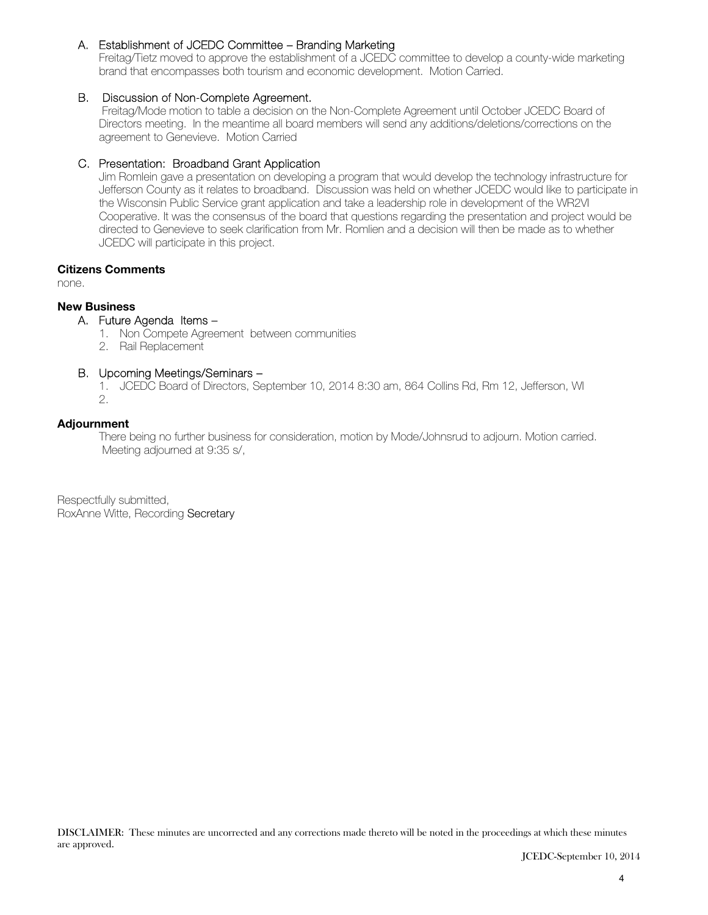A. Establishment of JCEDC Committee – Branding Marketing
   Freitag/Tietz moved to approve the establishment of a JCEDC committee to develop a county-wide marketing brand that encompasses both tourism and economic development. Motion Carried.

B. Discussion of Non-Complete Agreement.
   Freitag/Mode motion to table a decision on the Non-Complete Agreement until October JCEDC Board of Directors meeting. In the meantime all board members will send any additions/deletions/corrections on the agreement to Genevieve. Motion Carried

C. Presentation: Broadband Grant Application
   Jim Romlein gave a presentation on developing a program that would develop the technology infrastructure for Jefferson County as it relates to broadband. Discussion was held on whether JCEDC would like to participate in the Wisconsin Public Service grant application and take a leadership role in development of the WR2VI Cooperative. It was the consensus of the board that questions regarding the presentation and project would be directed to Genevieve to seek clarification from Mr. Romlien and a decision will then be made as to whether JCEDC will participate in this project.

**Citizens Comments**

none.

**New Business**

A. Future Agenda Items –
   1. Non Compete Agreement between communities
   2. Rail Replacement

B. Upcoming Meetings/Seminars –
   1. JCEDC Board of Directors, September 10, 2014 8:30 am, 864 Collins Rd, Rm 12, Jefferson, WI
   2.

**Adjournment**

There being no further business for consideration, motion by Mode/Johnsrud to adjourn. Motion carried. Meeting adjourned at 9:35 s/,

Respectfully submitted,
RoxAnne Witte, Recording Secretary

DISCLAIMER: These minutes are uncorrected and any corrections made thereto will be noted in the proceedings at which these minutes are approved.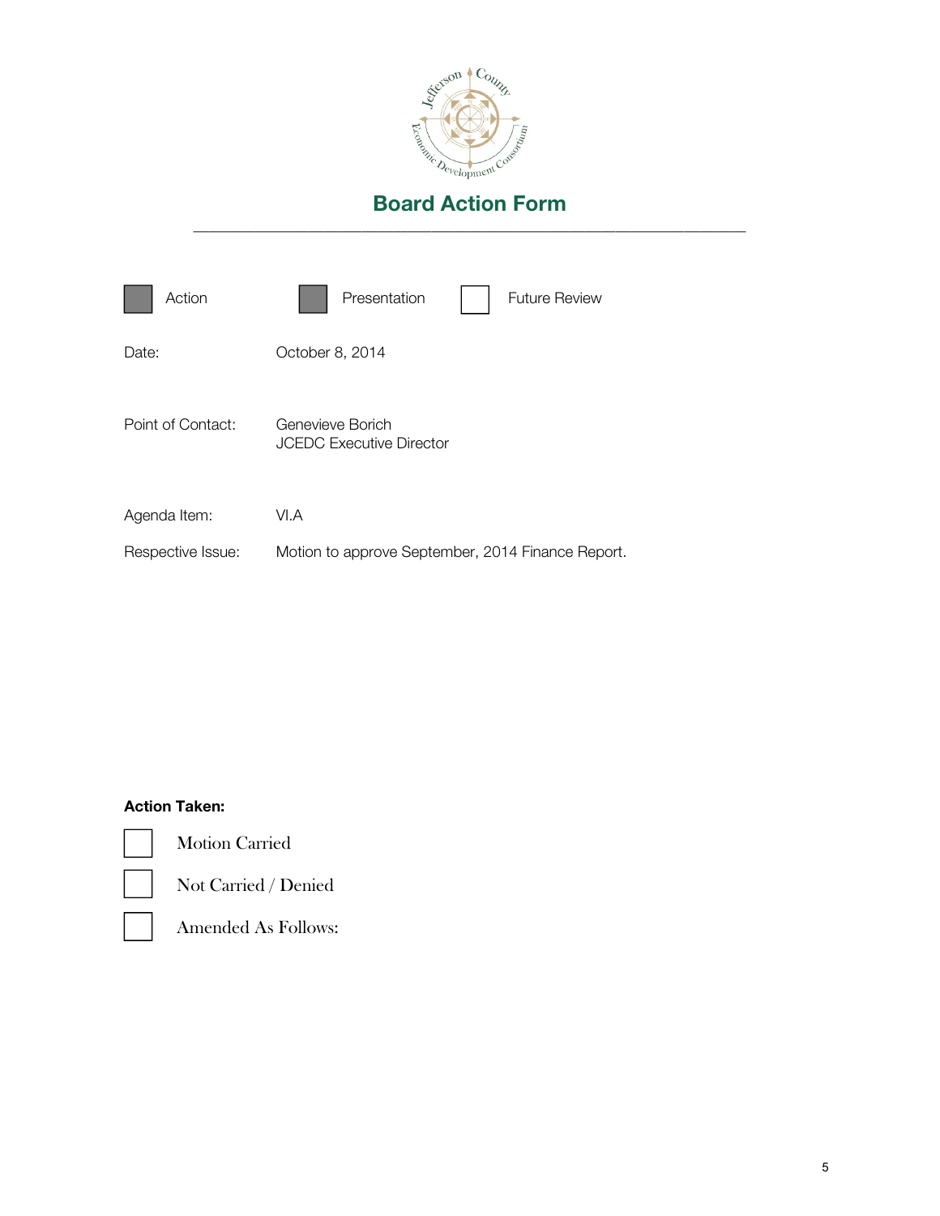# Board Action Form

- [x] Action
- [x] Presentation
- [ ] Future Review

| | |
|---|---|
| Date: | October 8, 2014 |
| Point of Contact: | Genevieve Borich<br>JCEDC Executive Director |
| Agenda Item: | VI.A |
| Respective Issue: | Motion to approve September, 2014 Finance Report. |

**Action Taken:**

- [ ] Motion Carried
- [ ] Not Carried / Denied
- [ ] Amended As Follows: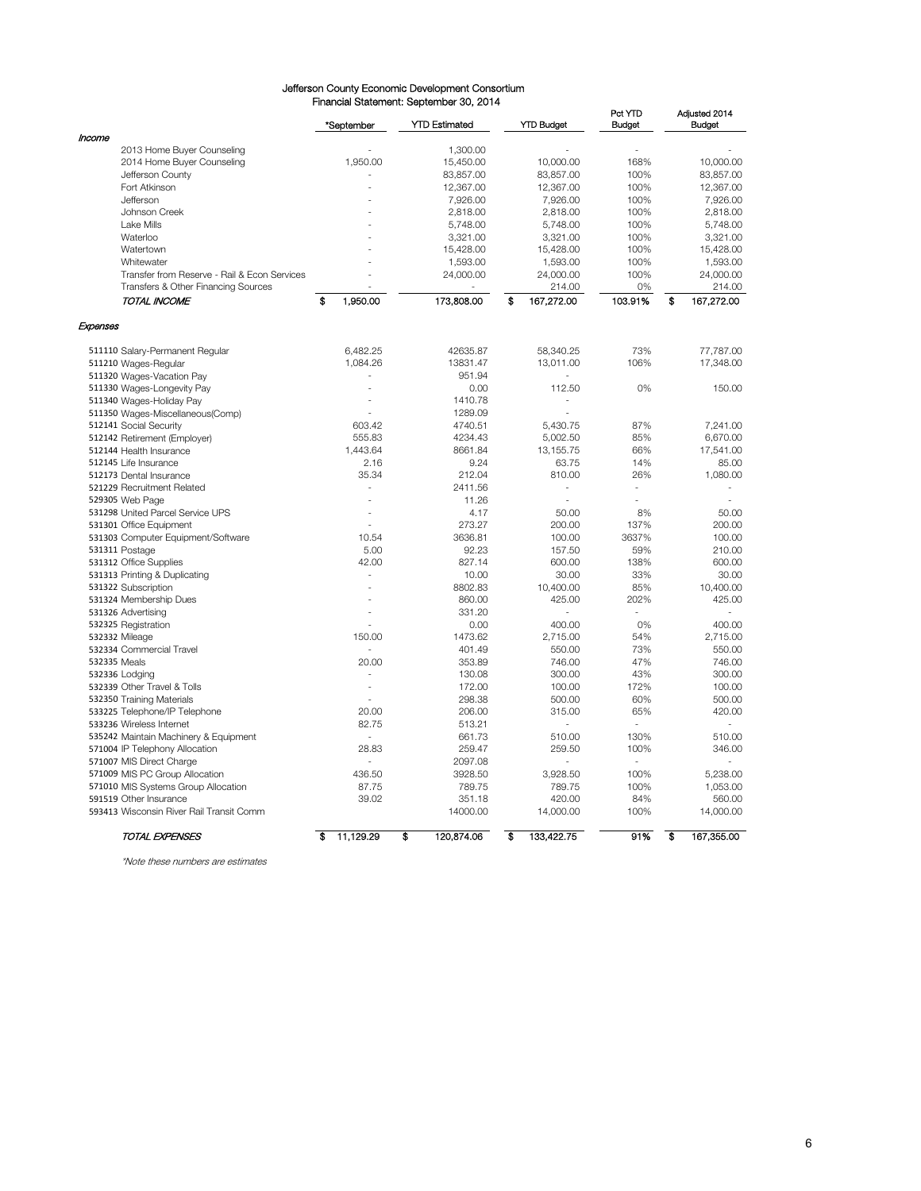# Jefferson County Economic Development Consortium

## Financial Statement: September 30, 2014

| | *September | YTD Estimated | YTD Budget | Pct YTD Budget | Adjusted 2014 Budget |
|---|---|---|---|---|---|
| ***Income*** | | | | | |
| 2013 Home Buyer Counseling | - | 1,300.00 | - | - | - |
| 2014 Home Buyer Counseling | 1,950.00 | 15,450.00 | 10,000.00 | 168% | 10,000.00 |
| Jefferson County | - | 83,857.00 | 83,857.00 | 100% | 83,857.00 |
| Fort Atkinson | - | 12,367.00 | 12,367.00 | 100% | 12,367.00 |
| Jefferson | - | 7,926.00 | 7,926.00 | 100% | 7,926.00 |
| Johnson Creek | - | 2,818.00 | 2,818.00 | 100% | 2,818.00 |
| Lake Mills | - | 5,748.00 | 5,748.00 | 100% | 5,748.00 |
| Waterloo | - | 3,321.00 | 3,321.00 | 100% | 3,321.00 |
| Watertown | - | 15,428.00 | 15,428.00 | 100% | 15,428.00 |
| Whitewater | - | 1,593.00 | 1,593.00 | 100% | 1,593.00 |
| Transfer from Reserve - Rail & Econ Services | - | 24,000.00 | 24,000.00 | 100% | 24,000.00 |
| Transfers & Other Financing Sources | - | - | 214.00 | 0% | 214.00 |
| *TOTAL INCOME* | $ 1,950.00 | 173,808.00 | $ 167,272.00 | 103.91% | $ 167,272.00 |
| ***Expenses*** | | | | | |
| 511110 Salary-Permanent Regular | 6,482.25 | 42635.87 | 58,340.25 | 73% | 77,787.00 |
| 511210 Wages-Regular | 1,084.26 | 13831.47 | 13,011.00 | 106% | 17,348.00 |
| 511320 Wages-Vacation Pay | - | 951.94 | - | | |
| 511330 Wages-Longevity Pay | - | 0.00 | 112.50 | 0% | 150.00 |
| 511340 Wages-Holiday Pay | - | 1410.78 | - | | |
| 511350 Wages-Miscellaneous(Comp) | - | 1289.09 | - | | |
| 512141 Social Security | 603.42 | 4740.51 | 5,430.75 | 87% | 7,241.00 |
| 512142 Retirement (Employer) | 555.83 | 4234.43 | 5,002.50 | 85% | 6,670.00 |
| 512144 Health Insurance | 1,443.64 | 8661.84 | 13,155.75 | 66% | 17,541.00 |
| 512145 Life Insurance | 2.16 | 9.24 | 63.75 | 14% | 85.00 |
| 512173 Dental Insurance | 35.34 | 212.04 | 810.00 | 26% | 1,080.00 |
| 521229 Recruitment Related | - | 2411.56 | - | - | - |
| 529305 Web Page | - | 11.26 | - | - | - |
| 531298 United Parcel Service UPS | - | 4.17 | 50.00 | 8% | 50.00 |
| 531301 Office Equipment | - | 273.27 | 200.00 | 137% | 200.00 |
| 531303 Computer Equipment/Software | 10.54 | 3636.81 | 100.00 | 3637% | 100.00 |
| 531311 Postage | 5.00 | 92.23 | 157.50 | 59% | 210.00 |
| 531312 Office Supplies | 42.00 | 827.14 | 600.00 | 138% | 600.00 |
| 531313 Printing & Duplicating | - | 10.00 | 30.00 | 33% | 30.00 |
| 531322 Subscription | - | 8802.83 | 10,400.00 | 85% | 10,400.00 |
| 531324 Membership Dues | - | 860.00 | 425.00 | 202% | 425.00 |
| 531326 Advertising | - | 331.20 | - | - | - |
| 532325 Registration | - | 0.00 | 400.00 | 0% | 400.00 |
| 532332 Mileage | 150.00 | 1473.62 | 2,715.00 | 54% | 2,715.00 |
| 532334 Commercial Travel | - | 401.49 | 550.00 | 73% | 550.00 |
| 532335 Meals | 20.00 | 353.89 | 746.00 | 47% | 746.00 |
| 532336 Lodging | - | 130.08 | 300.00 | 43% | 300.00 |
| 532339 Other Travel & Tolls | - | 172.00 | 100.00 | 172% | 100.00 |
| 532350 Training Materials | - | 298.38 | 500.00 | 60% | 500.00 |
| 533225 Telephone/IP Telephone | 20.00 | 206.00 | 315.00 | 65% | 420.00 |
| 533236 Wireless Internet | 82.75 | 513.21 | - | - | - |
| 535242 Maintain Machinery & Equipment | - | 661.73 | 510.00 | 130% | 510.00 |
| 571004 IP Telephony Allocation | 28.83 | 259.47 | 259.50 | 100% | 346.00 |
| 571007 MIS Direct Charge | - | 2097.08 | - | - | - |
| 571009 MIS PC Group Allocation | 436.50 | 3928.50 | 3,928.50 | 100% | 5,238.00 |
| 571010 MIS Systems Group Allocation | 87.75 | 789.75 | 789.75 | 100% | 1,053.00 |
| 591519 Other Insurance | 39.02 | 351.18 | 420.00 | 84% | 560.00 |
| 593413 Wisconsin River Rail Transit Comm | | 14000.00 | 14,000.00 | 100% | 14,000.00 |
| *TOTAL EXPENSES* | $ 11,129.29 | $ 120,874.06 | $ 133,422.75 | 91% | $ 167,355.00 |

*\*Note these numbers are estimates*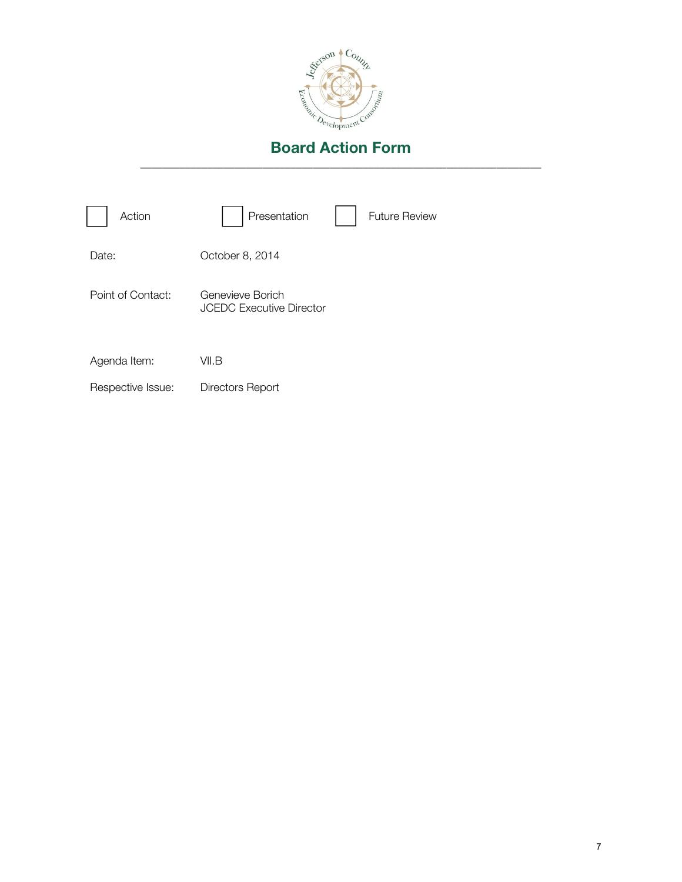# Board Action Form

---

☐ Action ☐ Presentation ☐ Future Review

Date: October 8, 2014

Point of Contact: Genevieve Borich
JCEDC Executive Director

Agenda Item: VII.B

Respective Issue: Directors Report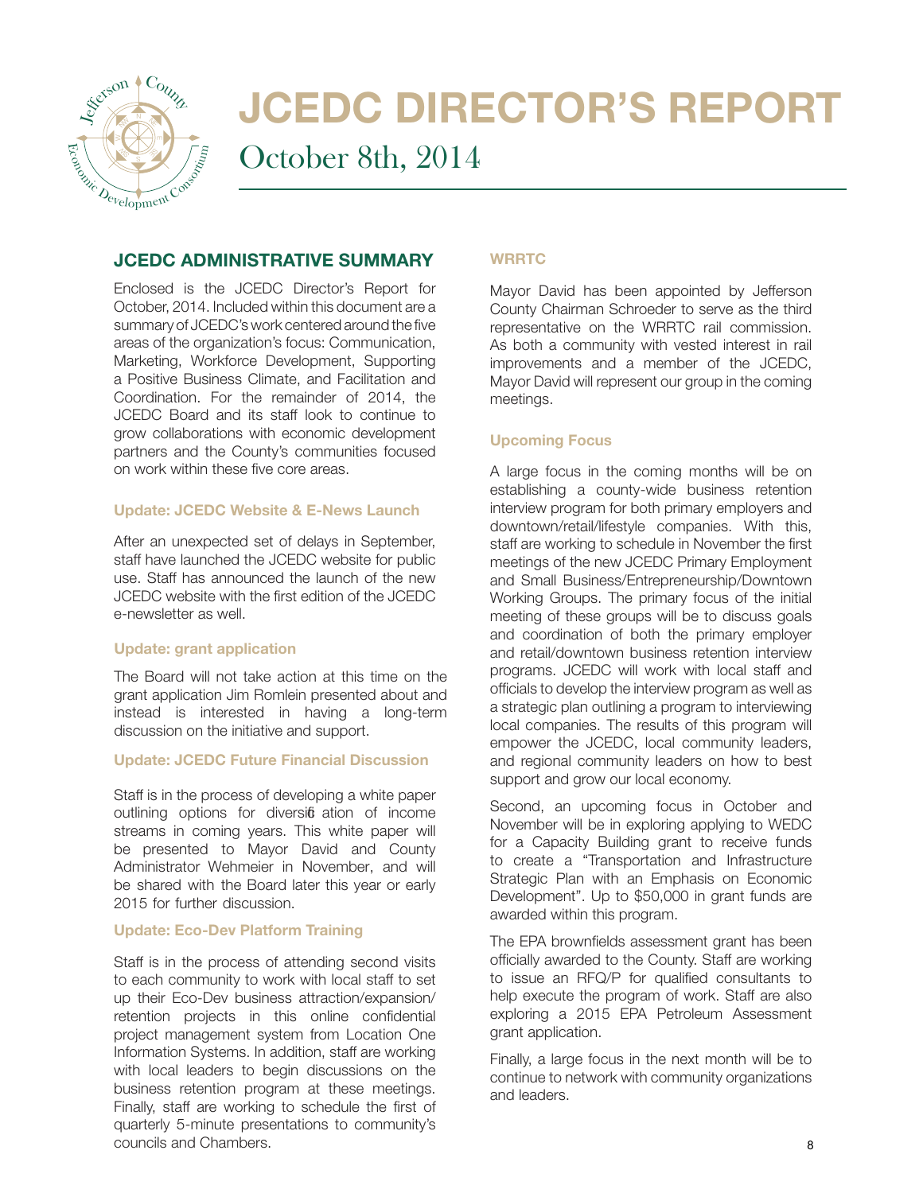# JCEDC DIRECTOR'S REPORT

October 8th, 2014

## JCEDC ADMINISTRATIVE SUMMARY

Enclosed is the JCEDC Director's Report for October, 2014. Included within this document are a summary of JCEDC's work centered around the five areas of the organization's focus: Communication, Marketing, Workforce Development, Supporting a Positive Business Climate, and Facilitation and Coordination. For the remainder of 2014, the JCEDC Board and its staff look to continue to grow collaborations with economic development partners and the County's communities focused on work within these five core areas.

### Update: JCEDC Website & E-News Launch

After an unexpected set of delays in September, staff have launched the JCEDC website for public use. Staff has announced the launch of the new JCEDC website with the first edition of the JCEDC e-newsletter as well.

### Update: grant application

The Board will not take action at this time on the grant application Jim Romlein presented about and instead is interested in having a long-term discussion on the initiative and support.

### Update: JCEDC Future Financial Discussion

Staff is in the process of developing a white paper outlining options for diversification of income streams in coming years. This white paper will be presented to Mayor David and County Administrator Wehmeier in November, and will be shared with the Board later this year or early 2015 for further discussion.

### Update: Eco-Dev Platform Training

Staff is in the process of attending second visits to each community to work with local staff to set up their Eco-Dev business attraction/expansion/retention projects in this online confidential project management system from Location One Information Systems. In addition, staff are working with local leaders to begin discussions on the business retention program at these meetings. Finally, staff are working to schedule the first of quarterly 5-minute presentations to community's councils and Chambers.

### WRRTC

Mayor David has been appointed by Jefferson County Chairman Schroeder to serve as the third representative on the WRRTC rail commission. As both a community with vested interest in rail improvements and a member of the JCEDC, Mayor David will represent our group in the coming meetings.

### Upcoming Focus

A large focus in the coming months will be on establishing a county-wide business retention interview program for both primary employers and downtown/retail/lifestyle companies. With this, staff are working to schedule in November the first meetings of the new JCEDC Primary Employment and Small Business/Entrepreneurship/Downtown Working Groups. The primary focus of the initial meeting of these groups will be to discuss goals and coordination of both the primary employer and retail/downtown business retention interview programs. JCEDC will work with local staff and officials to develop the interview program as well as a strategic plan outlining a program to interviewing local companies. The results of this program will empower the JCEDC, local community leaders, and regional community leaders on how to best support and grow our local economy.

Second, an upcoming focus in October and November will be in exploring applying to WEDC for a Capacity Building grant to receive funds to create a "Transportation and Infrastructure Strategic Plan with an Emphasis on Economic Development". Up to $50,000 in grant funds are awarded within this program.

The EPA brownfields assessment grant has been officially awarded to the County. Staff are working to issue an RFQ/P for qualified consultants to help execute the program of work. Staff are also exploring a 2015 EPA Petroleum Assessment grant application.

Finally, a large focus in the next month will be to continue to network with community organizations and leaders.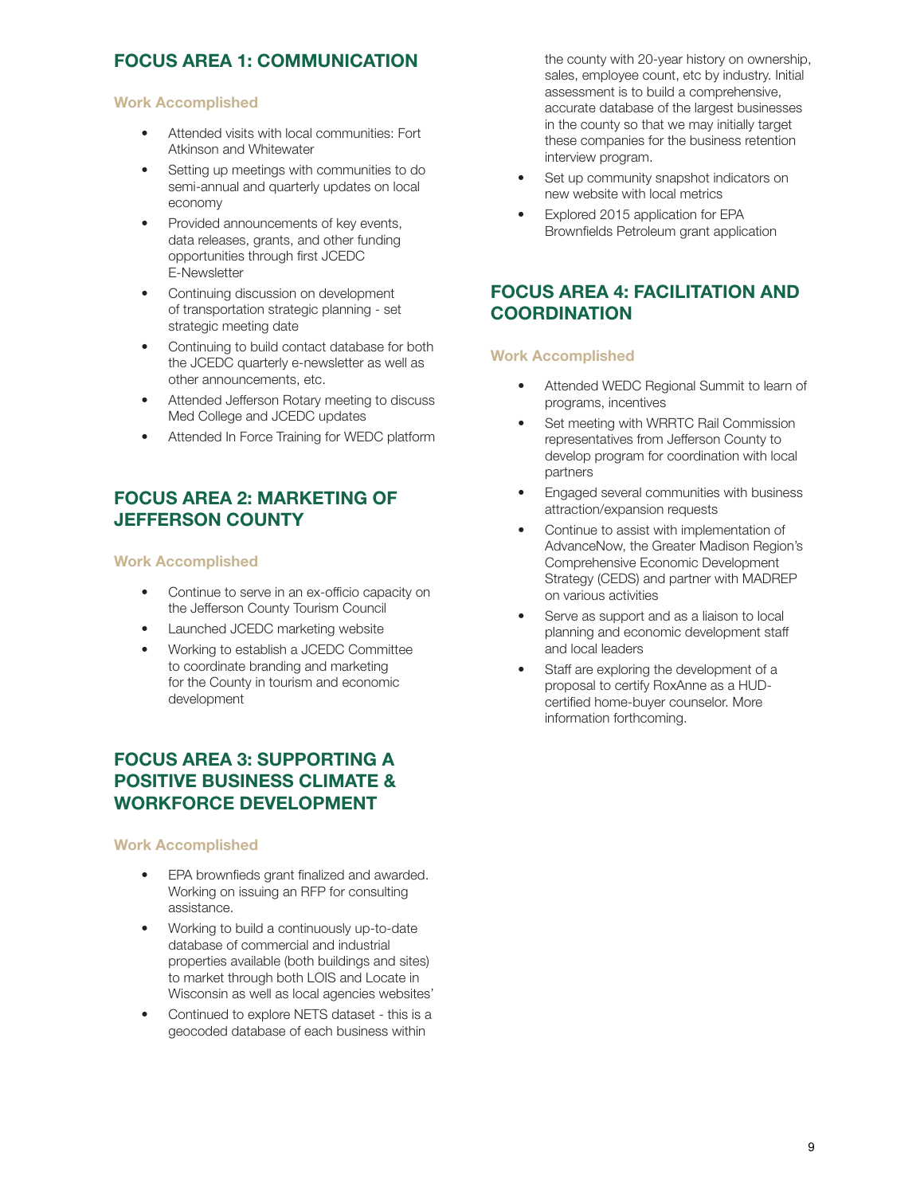## FOCUS AREA 1: COMMUNICATION

### Work Accomplished

- Attended visits with local communities: Fort Atkinson and Whitewater
- Setting up meetings with communities to do semi-annual and quarterly updates on local economy
- Provided announcements of key events, data releases, grants, and other funding opportunities through first JCEDC E-Newsletter
- Continuing discussion on development of transportation strategic planning - set strategic meeting date
- Continuing to build contact database for both the JCEDC quarterly e-newsletter as well as other announcements, etc.
- Attended Jefferson Rotary meeting to discuss Med College and JCEDC updates
- Attended In Force Training for WEDC platform

## FOCUS AREA 2: MARKETING OF JEFFERSON COUNTY

### Work Accomplished

- Continue to serve in an ex-officio capacity on the Jefferson County Tourism Council
- Launched JCEDC marketing website
- Working to establish a JCEDC Committee to coordinate branding and marketing for the County in tourism and economic development

## FOCUS AREA 3: SUPPORTING A POSITIVE BUSINESS CLIMATE & WORKFORCE DEVELOPMENT

### Work Accomplished

- EPA brownfieds grant finalized and awarded. Working on issuing an RFP for consulting assistance.
- Working to build a continuously up-to-date database of commercial and industrial properties available (both buildings and sites) to market through both LOIS and Locate in Wisconsin as well as local agencies websites'
- Continued to explore NETS dataset - this is a geocoded database of each business within the county with 20-year history on ownership, sales, employee count, etc by industry. Initial assessment is to build a comprehensive, accurate database of the largest businesses in the county so that we may initially target these companies for the business retention interview program.
- Set up community snapshot indicators on new website with local metrics
- Explored 2015 application for EPA Brownfields Petroleum grant application

## FOCUS AREA 4: FACILITATION AND COORDINATION

### Work Accomplished

- Attended WEDC Regional Summit to learn of programs, incentives
- Set meeting with WRRTC Rail Commission representatives from Jefferson County to develop program for coordination with local partners
- Engaged several communities with business attraction/expansion requests
- Continue to assist with implementation of AdvanceNow, the Greater Madison Region's Comprehensive Economic Development Strategy (CEDS) and partner with MADREP on various activities
- Serve as support and as a liaison to local planning and economic development staff and local leaders
- Staff are exploring the development of a proposal to certify RoxAnne as a HUD-certified home-buyer counselor. More information forthcoming.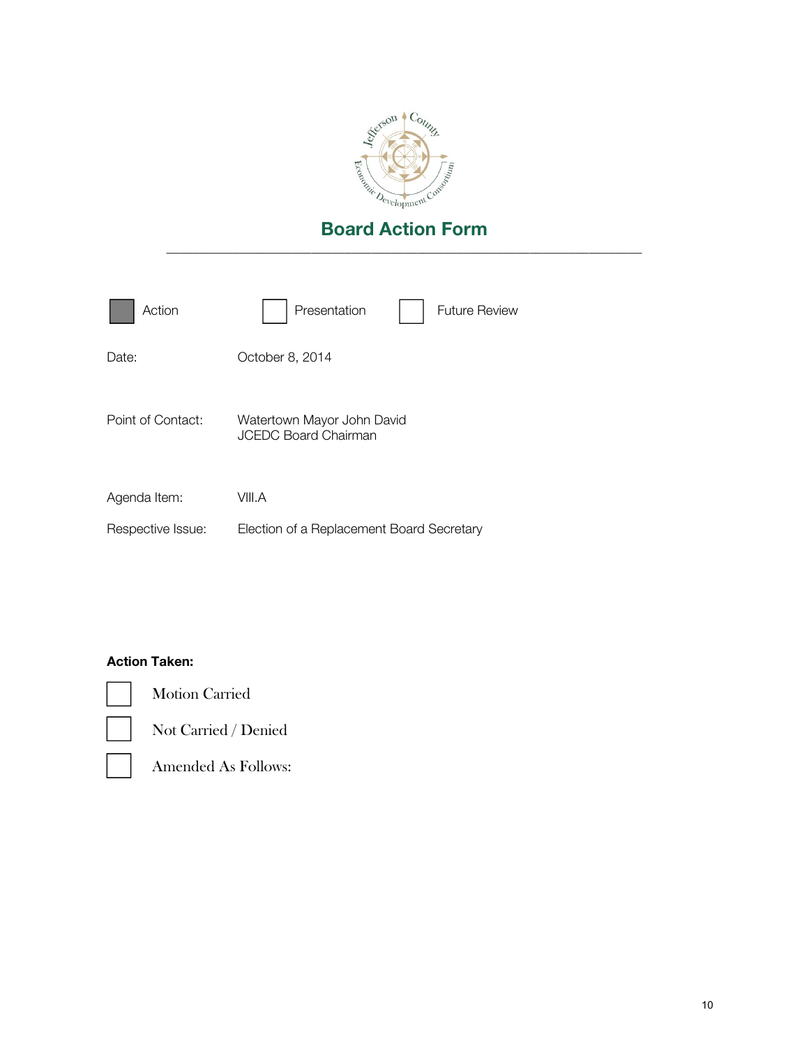# Board Action Form

---

- [x] Action
- [ ] Presentation
- [ ] Future Review

Date: October 8, 2014

Point of Contact: Watertown Mayor John David
JCEDC Board Chairman

Agenda Item: VIII.A

Respective Issue: Election of a Replacement Board Secretary

**Action Taken:**

- [ ] Motion Carried
- [ ] Not Carried / Denied
- [ ] Amended As Follows: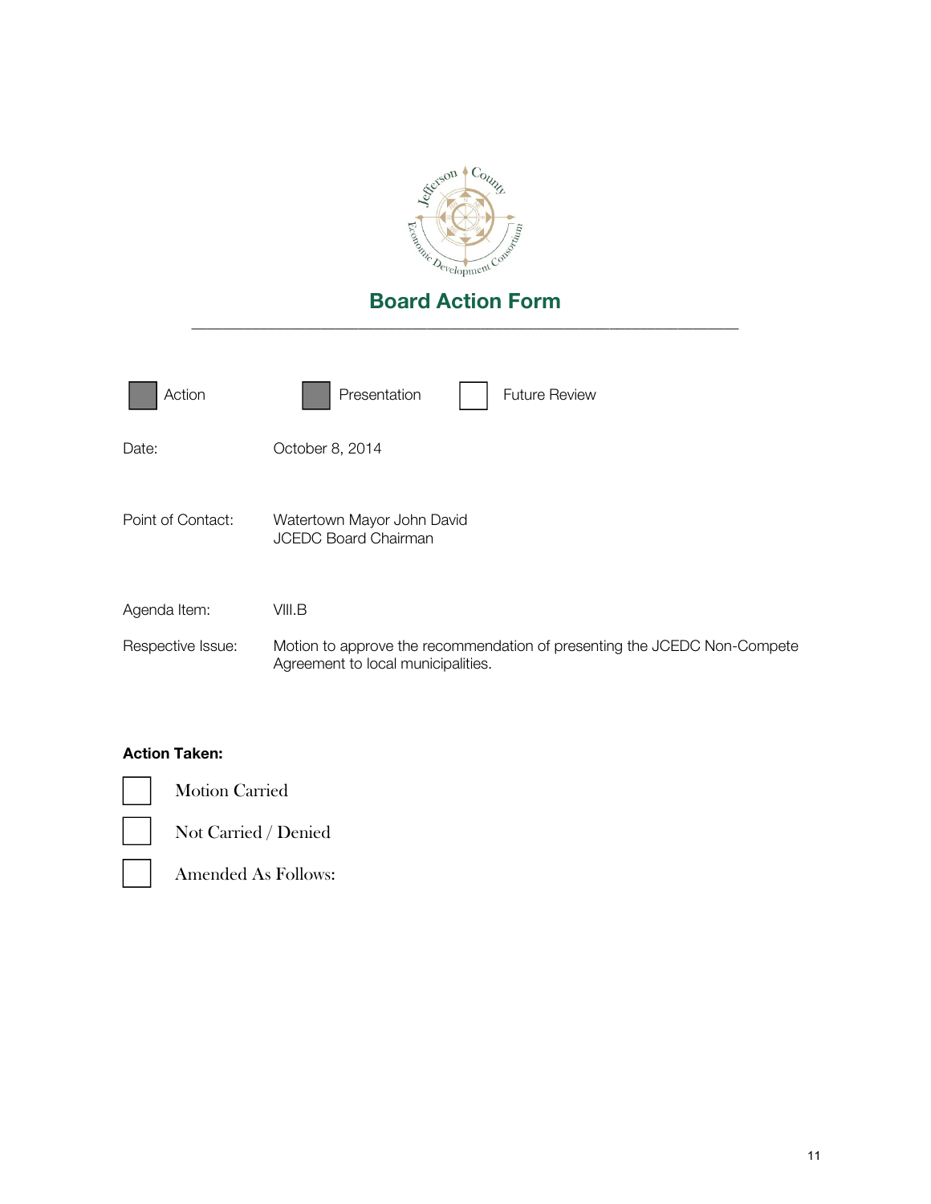# Board Action Form

---

- [x] Action
- [x] Presentation
- [ ] Future Review

Date: October 8, 2014

Point of Contact: Watertown Mayor John David
JCEDC Board Chairman

Agenda Item: VIII.B

Respective Issue: Motion to approve the recommendation of presenting the JCEDC Non-Compete Agreement to local municipalities.

**Action Taken:**

- [ ] Motion Carried
- [ ] Not Carried / Denied
- [ ] Amended As Follows: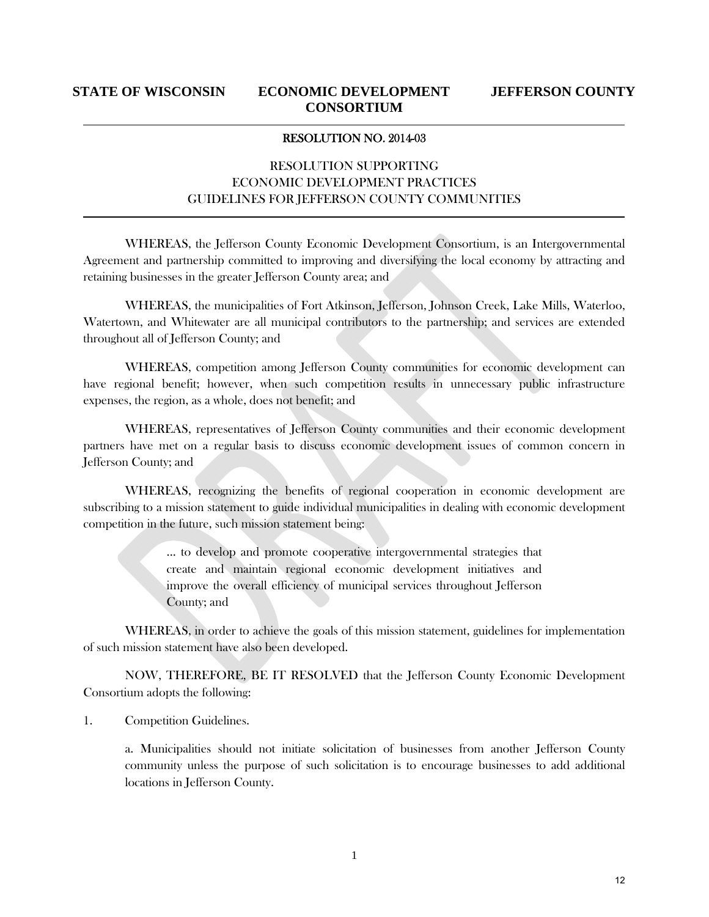**STATE OF WISCONSIN** **ECONOMIC DEVELOPMENT CONSORTIUM** **JEFFERSON COUNTY**

---

RESOLUTION NO. 2014-03

RESOLUTION SUPPORTING
ECONOMIC DEVELOPMENT PRACTICES
GUIDELINES FOR JEFFERSON COUNTY COMMUNITIES

---

WHEREAS, the Jefferson County Economic Development Consortium, is an Intergovernmental Agreement and partnership committed to improving and diversifying the local economy by attracting and retaining businesses in the greater Jefferson County area; and

WHEREAS, the municipalities of Fort Atkinson, Jefferson, Johnson Creek, Lake Mills, Waterloo, Watertown, and Whitewater are all municipal contributors to the partnership; and services are extended throughout all of Jefferson County; and

WHEREAS, competition among Jefferson County communities for economic development can have regional benefit; however, when such competition results in unnecessary public infrastructure expenses, the region, as a whole, does not benefit; and

WHEREAS, representatives of Jefferson County communities and their economic development partners have met on a regular basis to discuss economic development issues of common concern in Jefferson County; and

WHEREAS, recognizing the benefits of regional cooperation in economic development are subscribing to a mission statement to guide individual municipalities in dealing with economic development competition in the future, such mission statement being:

> ... to develop and promote cooperative intergovernmental strategies that create and maintain regional economic development initiatives and improve the overall efficiency of municipal services throughout Jefferson County; and

WHEREAS, in order to achieve the goals of this mission statement, guidelines for implementation of such mission statement have also been developed.

NOW, THEREFORE, BE IT RESOLVED that the Jefferson County Economic Development Consortium adopts the following:

1. Competition Guidelines.

   a. Municipalities should not initiate solicitation of businesses from another Jefferson County community unless the purpose of such solicitation is to encourage businesses to add additional locations in Jefferson County.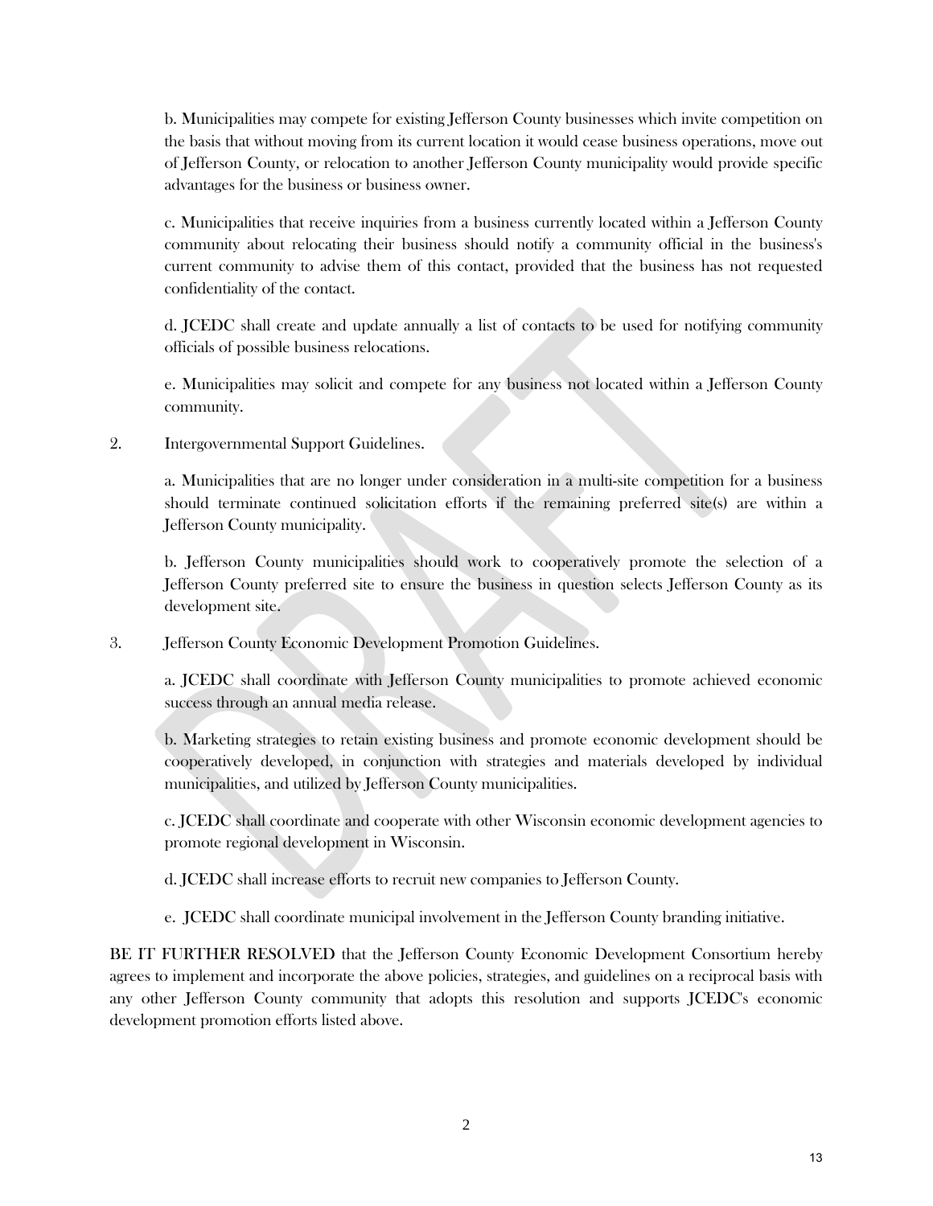b. Municipalities may compete for existing Jefferson County businesses which invite competition on the basis that without moving from its current location it would cease business operations, move out of Jefferson County, or relocation to another Jefferson County municipality would provide specific advantages for the business or business owner.

c. Municipalities that receive inquiries from a business currently located within a Jefferson County community about relocating their business should notify a community official in the business's current community to advise them of this contact, provided that the business has not requested confidentiality of the contact.

d. JCEDC shall create and update annually a list of contacts to be used for notifying community officials of possible business relocations.

e. Municipalities may solicit and compete for any business not located within a Jefferson County community.

2. Intergovernmental Support Guidelines.

a. Municipalities that are no longer under consideration in a multi-site competition for a business should terminate continued solicitation efforts if the remaining preferred site(s) are within a Jefferson County municipality.

b. Jefferson County municipalities should work to cooperatively promote the selection of a Jefferson County preferred site to ensure the business in question selects Jefferson County as its development site.

3. Jefferson County Economic Development Promotion Guidelines.

a. JCEDC shall coordinate with Jefferson County municipalities to promote achieved economic success through an annual media release.

b. Marketing strategies to retain existing business and promote economic development should be cooperatively developed, in conjunction with strategies and materials developed by individual municipalities, and utilized by Jefferson County municipalities.

c. JCEDC shall coordinate and cooperate with other Wisconsin economic development agencies to promote regional development in Wisconsin.

d. JCEDC shall increase efforts to recruit new companies to Jefferson County.

e. JCEDC shall coordinate municipal involvement in the Jefferson County branding initiative.

BE IT FURTHER RESOLVED that the Jefferson County Economic Development Consortium hereby agrees to implement and incorporate the above policies, strategies, and guidelines on a reciprocal basis with any other Jefferson County community that adopts this resolution and supports JCEDC's economic development promotion efforts listed above.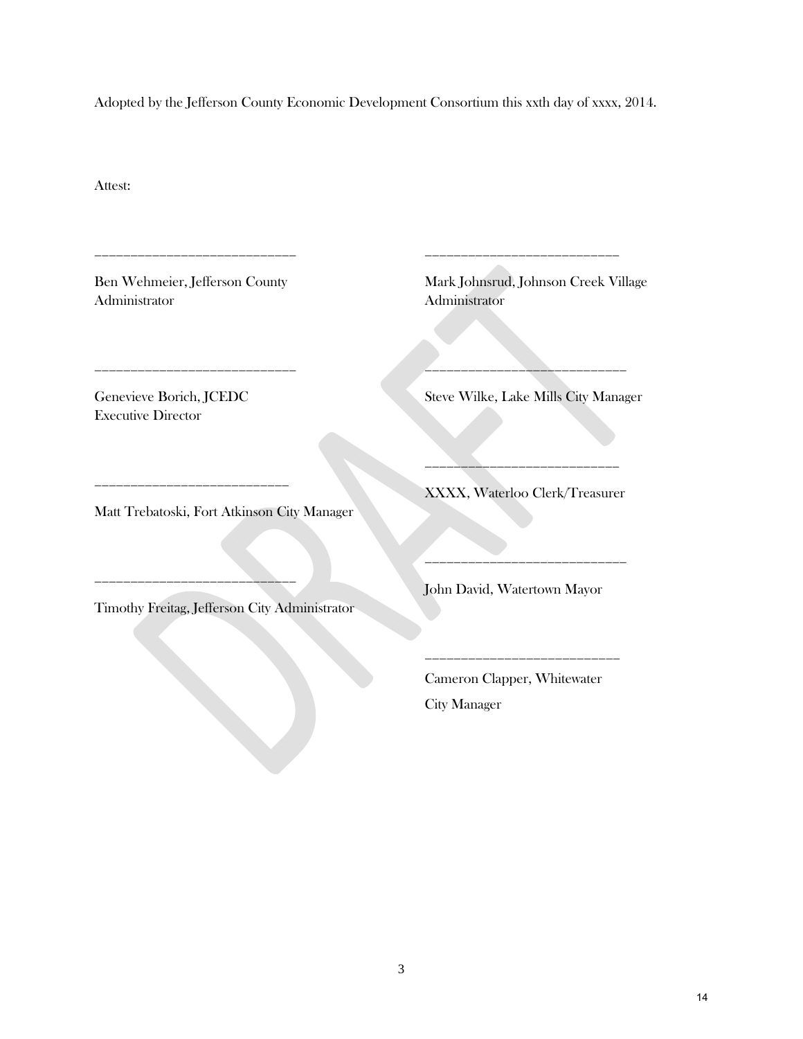Adopted by the Jefferson County Economic Development Consortium this xxth day of xxxx, 2014.

Attest:

____________________________

Ben Wehmeier, Jefferson County Administrator

____________________________

Genevieve Borich, JCEDC Executive Director

____________________________

Matt Trebatoski, Fort Atkinson City Manager

____________________________

Timothy Freitag, Jefferson City Administrator

____________________________

Mark Johnsrud, Johnson Creek Village Administrator

____________________________

Steve Wilke, Lake Mills City Manager

____________________________

XXXX, Waterloo Clerk/Treasurer

____________________________

John David, Watertown Mayor

____________________________

Cameron Clapper, Whitewater City Manager